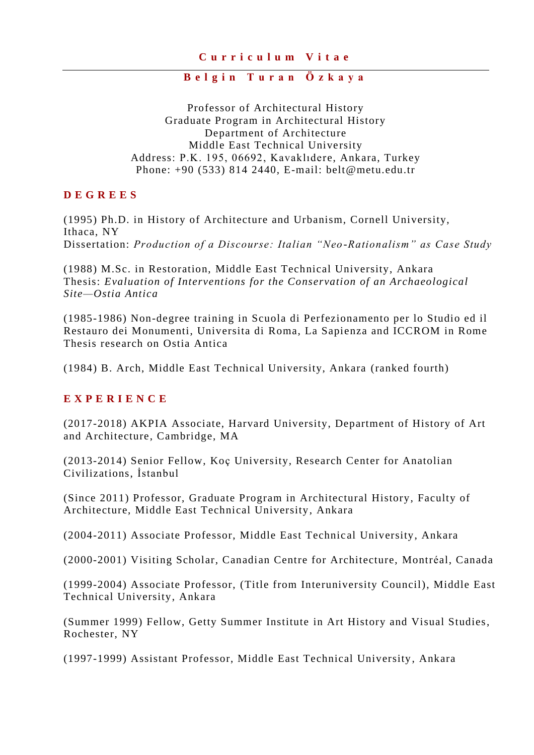# Curriculum Vitae

## Belgin Turan Özkaya

Professor of Architectural History
Graduate Program in Architectural History
Department of Architecture
Middle East Technical University
Address: P.K. 195, 06692, Kavaklıdere, Ankara, Turkey
Phone: +90 (533) 814 2440, E-mail: belt@metu.edu.tr

### DEGREES

(1995) Ph.D. in History of Architecture and Urbanism, Cornell University, Ithaca, NY
Dissertation: *Production of a Discourse: Italian "Neo-Rationalism" as Case Study*

(1988) M.Sc. in Restoration, Middle East Technical University, Ankara
Thesis: *Evaluation of Interventions for the Conservation of an Archaeological Site—Ostia Antica*

(1985-1986) Non-degree training in Scuola di Perfezionamento per lo Studio ed il Restauro dei Monumenti, Universita di Roma, La Sapienza and ICCROM in Rome
Thesis research on Ostia Antica

(1984) B. Arch, Middle East Technical University, Ankara (ranked fourth)

### EXPERIENCE

(2017-2018) AKPIA Associate, Harvard University, Department of History of Art and Architecture, Cambridge, MA

(2013-2014) Senior Fellow, Koç University, Research Center for Anatolian Civilizations, İstanbul

(Since 2011) Professor, Graduate Program in Architectural History, Faculty of Architecture, Middle East Technical University, Ankara

(2004-2011) Associate Professor, Middle East Technical University, Ankara

(2000-2001) Visiting Scholar, Canadian Centre for Architecture, Montréal, Canada

(1999-2004) Associate Professor, (Title from Interuniversity Council), Middle East Technical University, Ankara

(Summer 1999) Fellow, Getty Summer Institute in Art History and Visual Studies, Rochester, NY

(1997-1999) Assistant Professor, Middle East Technical University, Ankara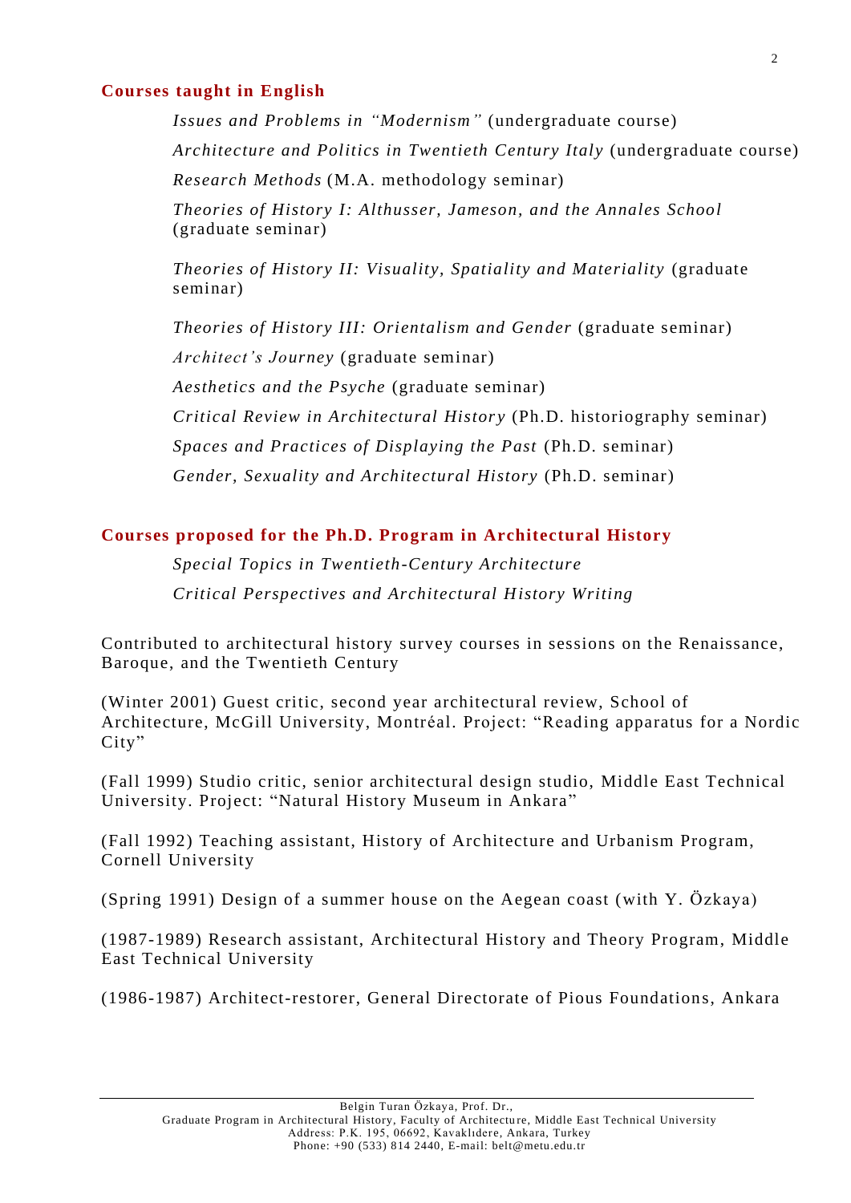## Courses taught in English

*Issues and Problems in "Modernism"* (undergraduate course)

*Architecture and Politics in Twentieth Century Italy* (undergraduate course)

*Research Methods* (M.A. methodology seminar)

*Theories of History I: Althusser, Jameson, and the Annales School* (graduate seminar)

*Theories of History II: Visuality, Spatiality and Materiality* (graduate seminar)

*Theories of History III: Orientalism and Gender* (graduate seminar)

*Architect's Journey* (graduate seminar)

*Aesthetics and the Psyche* (graduate seminar)

*Critical Review in Architectural History* (Ph.D. historiography seminar)

*Spaces and Practices of Displaying the Past* (Ph.D. seminar)

*Gender, Sexuality and Architectural History* (Ph.D. seminar)

## Courses proposed for the Ph.D. Program in Architectural History

*Special Topics in Twentieth-Century Architecture*

*Critical Perspectives and Architectural History Writing*

Contributed to architectural history survey courses in sessions on the Renaissance, Baroque, and the Twentieth Century

(Winter 2001) Guest critic, second year architectural review, School of Architecture, McGill University, Montréal. Project: "Reading apparatus for a Nordic City"

(Fall 1999) Studio critic, senior architectural design studio, Middle East Technical University. Project: "Natural History Museum in Ankara"

(Fall 1992) Teaching assistant, History of Architecture and Urbanism Program, Cornell University

(Spring 1991) Design of a summer house on the Aegean coast (with Y. Özkaya)

(1987-1989) Research assistant, Architectural History and Theory Program, Middle East Technical University

(1986-1987) Architect-restorer, General Directorate of Pious Foundations, Ankara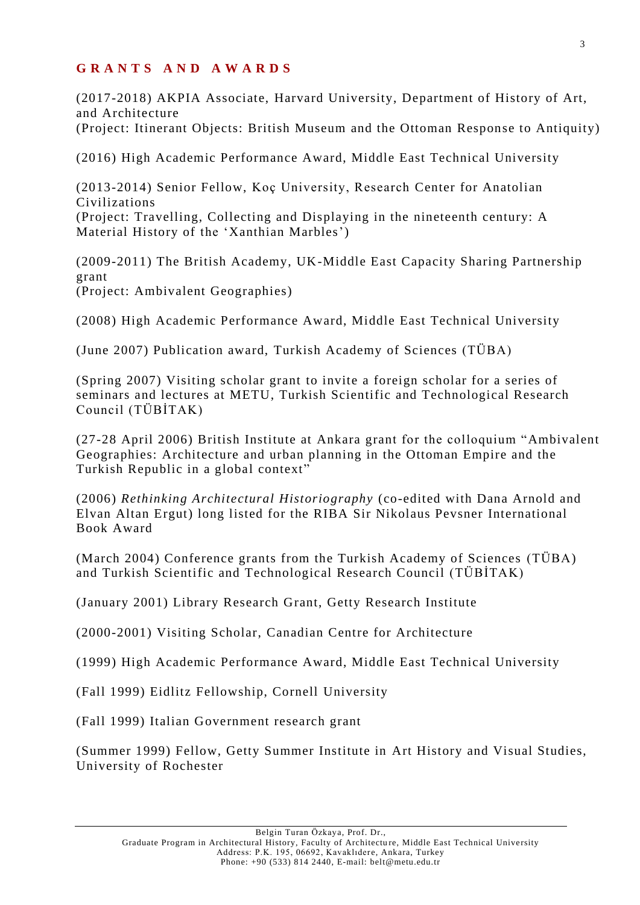## GRANTS AND AWARDS

(2017-2018) AKPIA Associate, Harvard University, Department of History of Art, and Architecture
(Project: Itinerant Objects: British Museum and the Ottoman Response to Antiquity)

(2016) High Academic Performance Award, Middle East Technical University

(2013-2014) Senior Fellow, Koç University, Research Center for Anatolian Civilizations
(Project: Travelling, Collecting and Displaying in the nineteenth century: A Material History of the 'Xanthian Marbles')

(2009-2011) The British Academy, UK-Middle East Capacity Sharing Partnership grant
(Project: Ambivalent Geographies)

(2008) High Academic Performance Award, Middle East Technical University

(June 2007) Publication award, Turkish Academy of Sciences (TÜBA)

(Spring 2007) Visiting scholar grant to invite a foreign scholar for a series of seminars and lectures at METU, Turkish Scientific and Technological Research Council (TÜBİTAK)

(27-28 April 2006) British Institute at Ankara grant for the colloquium "Ambivalent Geographies: Architecture and urban planning in the Ottoman Empire and the Turkish Republic in a global context"

(2006) *Rethinking Architectural Historiography* (co-edited with Dana Arnold and Elvan Altan Ergut) long listed for the RIBA Sir Nikolaus Pevsner International Book Award

(March 2004) Conference grants from the Turkish Academy of Sciences (TÜBA) and Turkish Scientific and Technological Research Council (TÜBİTAK)

(January 2001) Library Research Grant, Getty Research Institute

(2000-2001) Visiting Scholar, Canadian Centre for Architecture

(1999) High Academic Performance Award, Middle East Technical University

(Fall 1999) Eidlitz Fellowship, Cornell University

(Fall 1999) Italian Government research grant

(Summer 1999) Fellow, Getty Summer Institute in Art History and Visual Studies, University of Rochester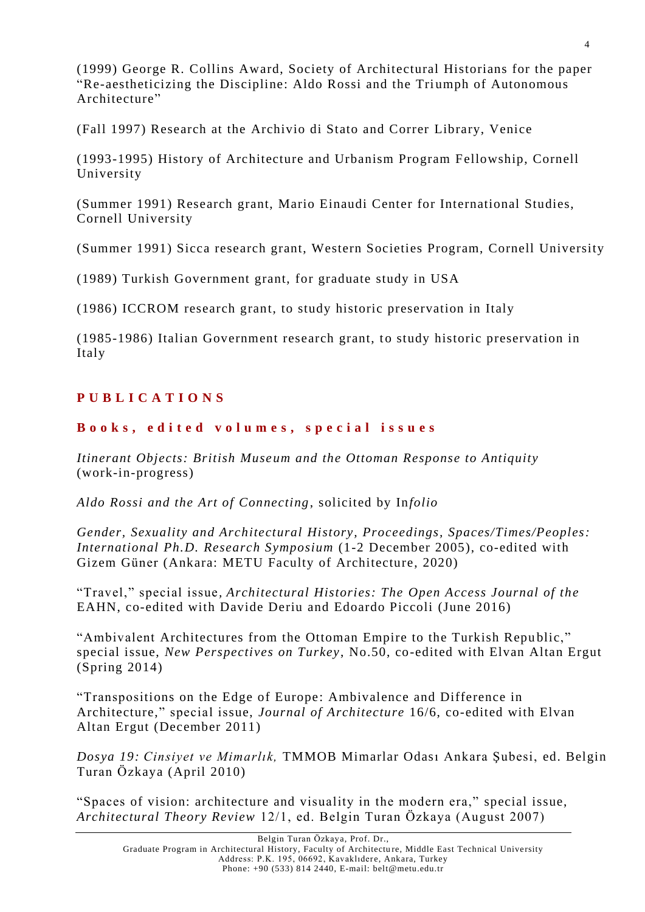(1999) George R. Collins Award, Society of Architectural Historians for the paper "Re-aestheticizing the Discipline: Aldo Rossi and the Triumph of Autonomous Architecture"

(Fall 1997) Research at the Archivio di Stato and Correr Library, Venice

(1993-1995) History of Architecture and Urbanism Program Fellowship, Cornell University

(Summer 1991) Research grant, Mario Einaudi Center for International Studies, Cornell University

(Summer 1991) Sicca research grant, Western Societies Program, Cornell University

(1989) Turkish Government grant, for graduate study in USA

(1986) ICCROM research grant, to study historic preservation in Italy

(1985-1986) Italian Government research grant, to study historic preservation in Italy

## PUBLICATIONS

### Books, edited volumes, special issues

*Itinerant Objects: British Museum and the Ottoman Response to Antiquity* (work-in-progress)

*Aldo Rossi and the Art of Connecting*, solicited by In*folio*

*Gender, Sexuality and Architectural History, Proceedings, Spaces/Times/Peoples: International Ph.D. Research Symposium* (1-2 December 2005), co-edited with Gizem Güner (Ankara: METU Faculty of Architecture, 2020)

"Travel," special issue, *Architectural Histories: The Open Access Journal of the* EAHN, co-edited with Davide Deriu and Edoardo Piccoli (June 2016)

"Ambivalent Architectures from the Ottoman Empire to the Turkish Republic," special issue, *New Perspectives on Turkey*, No.50, co-edited with Elvan Altan Ergut (Spring 2014)

"Transpositions on the Edge of Europe: Ambivalence and Difference in Architecture," special issue, *Journal of Architecture* 16/6, co-edited with Elvan Altan Ergut (December 2011)

*Dosya 19: Cinsiyet ve Mimarlık,* TMMOB Mimarlar Odası Ankara Şubesi, ed. Belgin Turan Özkaya (April 2010)

"Spaces of vision: architecture and visuality in the modern era," special issue, *Architectural Theory Review* 12/1, ed. Belgin Turan Özkaya (August 2007)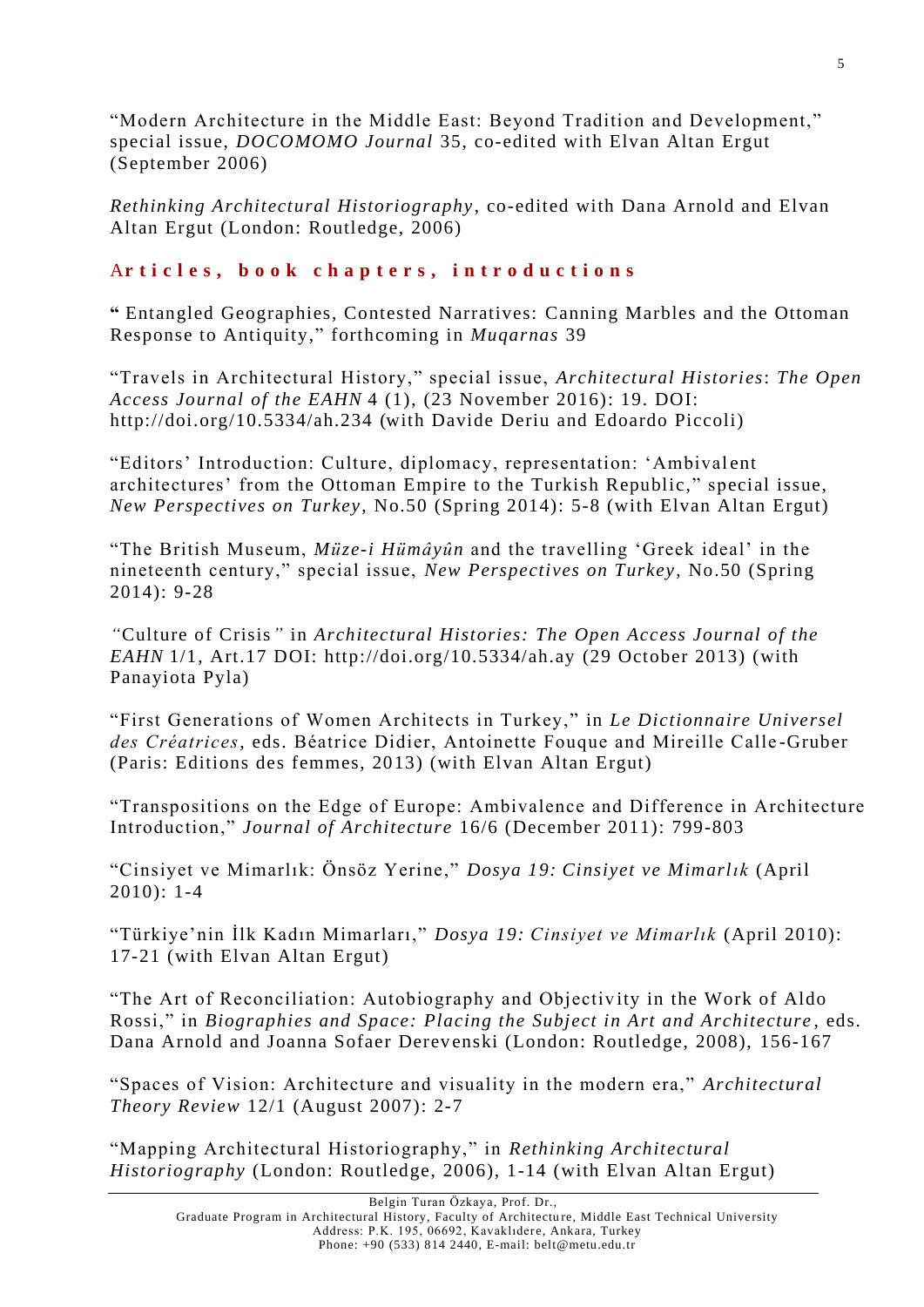"Modern Architecture in the Middle East: Beyond Tradition and Development," special issue, *DOCOMOMO Journal* 35, co-edited with Elvan Altan Ergut (September 2006)

*Rethinking Architectural Historiography*, co-edited with Dana Arnold and Elvan Altan Ergut (London: Routledge, 2006)

## Articles, book chapters, introductions

**"** Entangled Geographies, Contested Narratives: Canning Marbles and the Ottoman Response to Antiquity," forthcoming in *Muqarnas* 39

"Travels in Architectural History," special issue, *Architectural Histories*: *The Open Access Journal of the EAHN* 4 (1), (23 November 2016): 19. DOI: http://doi.org/10.5334/ah.234 (with Davide Deriu and Edoardo Piccoli)

"Editors' Introduction: Culture, diplomacy, representation: 'Ambivalent architectures' from the Ottoman Empire to the Turkish Republic," special issue, *New Perspectives on Turkey*, No.50 (Spring 2014): 5-8 (with Elvan Altan Ergut)

"The British Museum, *Müze-i Hümâyûn* and the travelling 'Greek ideal' in the nineteenth century," special issue, *New Perspectives on Turkey*, No.50 (Spring 2014): 9-28

*"*Culture of Crisis*"* in *Architectural Histories: The Open Access Journal of the EAHN* 1/1, Art.17 DOI: http://doi.org/10.5334/ah.ay (29 October 2013) (with Panayiota Pyla)

"First Generations of Women Architects in Turkey," in *Le Dictionnaire Universel des Créatrices*, eds. Béatrice Didier, Antoinette Fouque and Mireille Calle-Gruber (Paris: Editions des femmes, 2013) (with Elvan Altan Ergut)

"Transpositions on the Edge of Europe: Ambivalence and Difference in Architecture Introduction," *Journal of Architecture* 16/6 (December 2011): 799-803

"Cinsiyet ve Mimarlık: Önsöz Yerine," *Dosya 19: Cinsiyet ve Mimarlık* (April 2010): 1-4

"Türkiye'nin İlk Kadın Mimarları," *Dosya 19: Cinsiyet ve Mimarlık* (April 2010): 17-21 (with Elvan Altan Ergut)

"The Art of Reconciliation: Autobiography and Objectivity in the Work of Aldo Rossi," in *Biographies and Space: Placing the Subject in Art and Architecture*, eds. Dana Arnold and Joanna Sofaer Derevenski (London: Routledge, 2008), 156-167

"Spaces of Vision: Architecture and visuality in the modern era," *Architectural Theory Review* 12/1 (August 2007): 2-7

"Mapping Architectural Historiography," in *Rethinking Architectural Historiography* (London: Routledge, 2006), 1-14 (with Elvan Altan Ergut)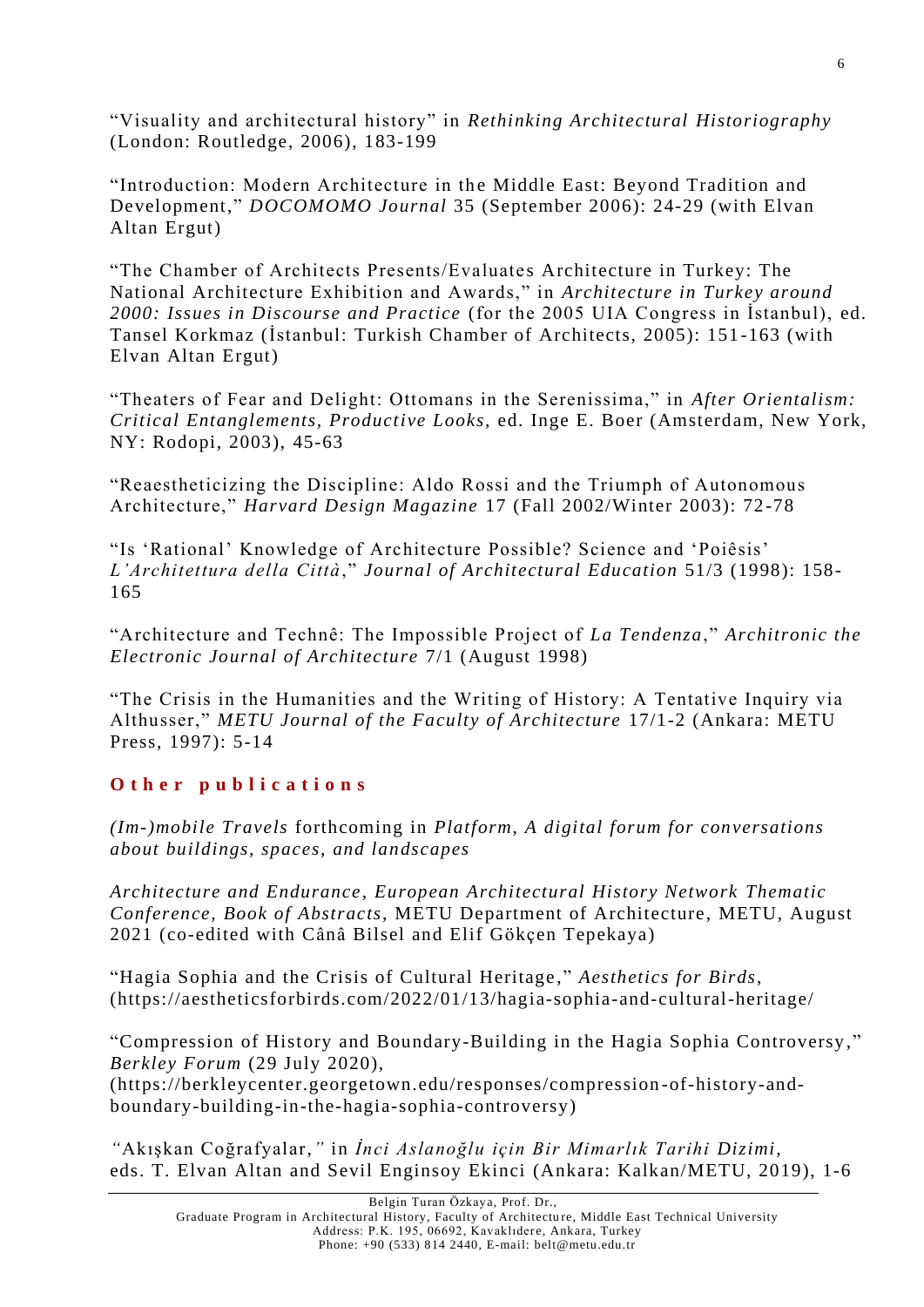"Visuality and architectural history" in *Rethinking Architectural Historiography* (London: Routledge, 2006), 183-199

"Introduction: Modern Architecture in the Middle East: Beyond Tradition and Development," *DOCOMOMO Journal* 35 (September 2006): 24-29 (with Elvan Altan Ergut)

"The Chamber of Architects Presents/Evaluates Architecture in Turkey: The National Architecture Exhibition and Awards," in *Architecture in Turkey around 2000: Issues in Discourse and Practice* (for the 2005 UIA Congress in İstanbul), ed. Tansel Korkmaz (İstanbul: Turkish Chamber of Architects, 2005): 151-163 (with Elvan Altan Ergut)

"Theaters of Fear and Delight: Ottomans in the Serenissima," in *After Orientalism: Critical Entanglements, Productive Looks*, ed. Inge E. Boer (Amsterdam, New York, NY: Rodopi, 2003), 45-63

"Reaestheticizing the Discipline: Aldo Rossi and the Triumph of Autonomous Architecture," *Harvard Design Magazine* 17 (Fall 2002/Winter 2003): 72-78

"Is 'Rational' Knowledge of Architecture Possible? Science and 'Poiêsis' *L'Architettura della Città*," *Journal of Architectural Education* 51/3 (1998): 158-165

"Architecture and Technê: The Impossible Project of *La Tendenza*," *Architronic the Electronic Journal of Architecture* 7/1 (August 1998)

"The Crisis in the Humanities and the Writing of History: A Tentative Inquiry via Althusser," *METU Journal of the Faculty of Architecture* 17/1-2 (Ankara: METU Press, 1997): 5-14

## Other publications

*(Im-)mobile Travels* forthcoming in *Platform, A digital forum for conversations about buildings, spaces, and landscapes*

*Architecture and Endurance, European Architectural History Network Thematic Conference, Book of Abstracts*, METU Department of Architecture, METU, August 2021 (co-edited with Cânâ Bilsel and Elif Gökçen Tepekaya)

"Hagia Sophia and the Crisis of Cultural Heritage," *Aesthetics for Birds*, (https://aestheticsforbirds.com/2022/01/13/hagia-sophia-and-cultural-heritage/

"Compression of History and Boundary-Building in the Hagia Sophia Controversy," *Berkley Forum* (29 July 2020), (https://berkleycenter.georgetown.edu/responses/compression-of-history-and-boundary-building-in-the-hagia-sophia-controversy)

"Akışkan Coğrafyalar," in *İnci Aslanoğlu için Bir Mimarlık Tarihi Dizimi*, eds. T. Elvan Altan and Sevil Enginsoy Ekinci (Ankara: Kalkan/METU, 2019), 1-6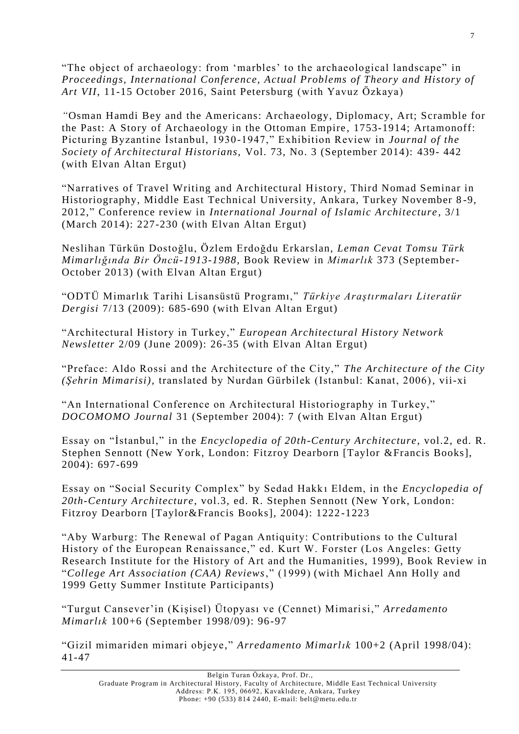"The object of archaeology: from 'marbles' to the archaeological landscape" in *Proceedings, International Conference, Actual Problems of Theory and History of Art VII*, 11-15 October 2016, Saint Petersburg (with Yavuz Özkaya)

*"*Osman Hamdi Bey and the Americans: Archaeology, Diplomacy, Art; Scramble for the Past: A Story of Archaeology in the Ottoman Empire, 1753-1914; Artamonoff: Picturing Byzantine İstanbul, 1930-1947," Exhibition Review in *Journal of the Society of Architectural Historians,* Vol. 73, No. 3 (September 2014): 439- 442 (with Elvan Altan Ergut)

"Narratives of Travel Writing and Architectural History, Third Nomad Seminar in Historiography, Middle East Technical University, Ankara, Turkey November 8-9, 2012," Conference review in *International Journal of Islamic Architecture*, 3/1 (March 2014): 227-230 (with Elvan Altan Ergut)

Neslihan Türkün Dostoğlu, Özlem Erdoğdu Erkarslan, *Leman Cevat Tomsu Türk Mimarlığında Bir Öncü-1913-1988,* Book Review in *Mimarlık* 373 (September-October 2013) (with Elvan Altan Ergut)

"ODTÜ Mimarlık Tarihi Lisansüstü Programı," *Türkiye Araştırmaları Literatür Dergisi* 7/13 (2009): 685-690 (with Elvan Altan Ergut)

"Architectural History in Turkey," *European Architectural History Network Newsletter* 2/09 (June 2009): 26-35 (with Elvan Altan Ergut)

"Preface: Aldo Rossi and the Architecture of the City," *The Architecture of the City (Şehrin Mimarisi),* translated by Nurdan Gürbilek (Istanbul: Kanat, 2006), vii-xi

"An International Conference on Architectural Historiography in Turkey," *DOCOMOMO Journal* 31 (September 2004): 7 (with Elvan Altan Ergut)

Essay on "İstanbul," in the *Encyclopedia of 20th-Century Architecture*, vol.2, ed. R. Stephen Sennott (New York, London: Fitzroy Dearborn [Taylor &Francis Books], 2004): 697-699

Essay on "Social Security Complex" by Sedad Hakkı Eldem, in the *Encyclopedia of 20th-Century Architecture*, vol.3, ed. R. Stephen Sennott (New York, London: Fitzroy Dearborn [Taylor&Francis Books], 2004): 1222-1223

"Aby Warburg: The Renewal of Pagan Antiquity: Contributions to the Cultural History of the European Renaissance," ed. Kurt W. Forster (Los Angeles: Getty Research Institute for the History of Art and the Humanities, 1999), Book Review in "*College Art Association (CAA) Reviews*," (1999) (with Michael Ann Holly and 1999 Getty Summer Institute Participants)

"Turgut Cansever'in (Kişisel) Ütopyası ve (Cennet) Mimarisi," *Arredamento Mimarlık* 100+6 (September 1998/09): 96-97

"Gizil mimariden mimari objeye," *Arredamento Mimarlık* 100+2 (April 1998/04): 41-47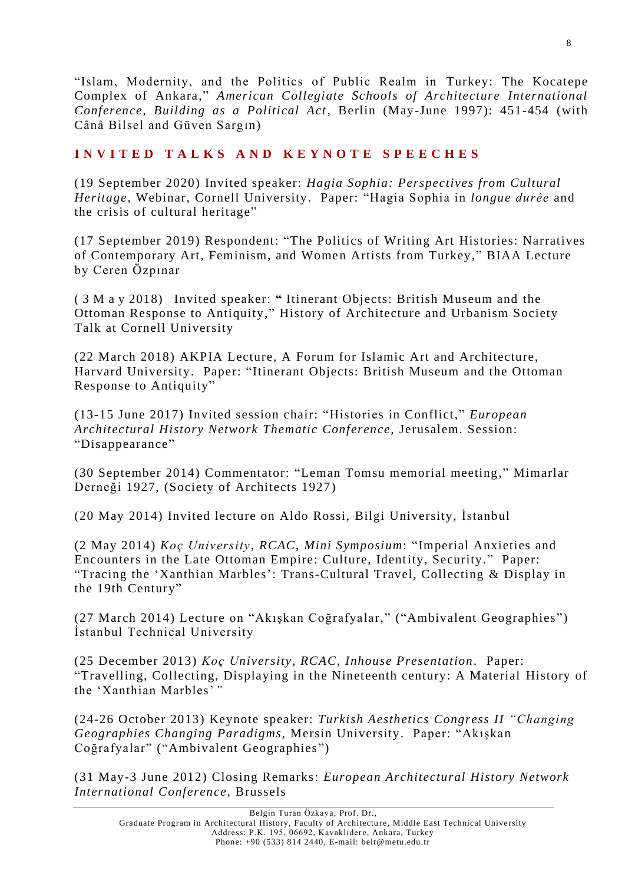"Islam, Modernity, and the Politics of Public Realm in Turkey: The Kocatepe Complex of Ankara," *American Collegiate Schools of Architecture International Conference, Building as a Political Act*, Berlin (May-June 1997): 451-454 (with Cânâ Bilsel and Güven Sargın)

## INVITED TALKS AND KEYNOTE SPEECHES

(19 September 2020) Invited speaker: *Hagia Sophia: Perspectives from Cultural Heritage*, Webinar, Cornell University. Paper: "Hagia Sophia in *longue durée* and the crisis of cultural heritage"

(17 September 2019) Respondent: "The Politics of Writing Art Histories: Narratives of Contemporary Art, Feminism, and Women Artists from Turkey," BIAA Lecture by Ceren Özpınar

(3 May 2018) Invited speaker: "Itinerant Objects: British Museum and the Ottoman Response to Antiquity," History of Architecture and Urbanism Society Talk at Cornell University

(22 March 2018) AKPIA Lecture, A Forum for Islamic Art and Architecture, Harvard University. Paper: "Itinerant Objects: British Museum and the Ottoman Response to Antiquity"

(13-15 June 2017) Invited session chair: "Histories in Conflict," *European Architectural History Network Thematic Conference,* Jerusalem. Session: "Disappearance"

(30 September 2014) Commentator: "Leman Tomsu memorial meeting," Mimarlar Derneği 1927, (Society of Architects 1927)

(20 May 2014) Invited lecture on Aldo Rossi, Bilgi University, İstanbul

(2 May 2014) *Koç University, RCAC, Mini Symposium*: "Imperial Anxieties and Encounters in the Late Ottoman Empire: Culture, Identity, Security." Paper: "Tracing the 'Xanthian Marbles': Trans-Cultural Travel, Collecting & Display in the 19th Century"

(27 March 2014) Lecture on "Akışkan Coğrafyalar," ("Ambivalent Geographies") İstanbul Technical University

(25 December 2013) *Koç University, RCAC, Inhouse Presentation*. Paper: "Travelling, Collecting, Displaying in the Nineteenth century: A Material History of the 'Xanthian Marbles'"

(24-26 October 2013) Keynote speaker: *Turkish Aesthetics Congress II "Changing Geographies Changing Paradigms,* Mersin University. Paper: "Akışkan Coğrafyalar" ("Ambivalent Geographies")

(31 May-3 June 2012) Closing Remarks: *European Architectural History Network International Conference,* Brussels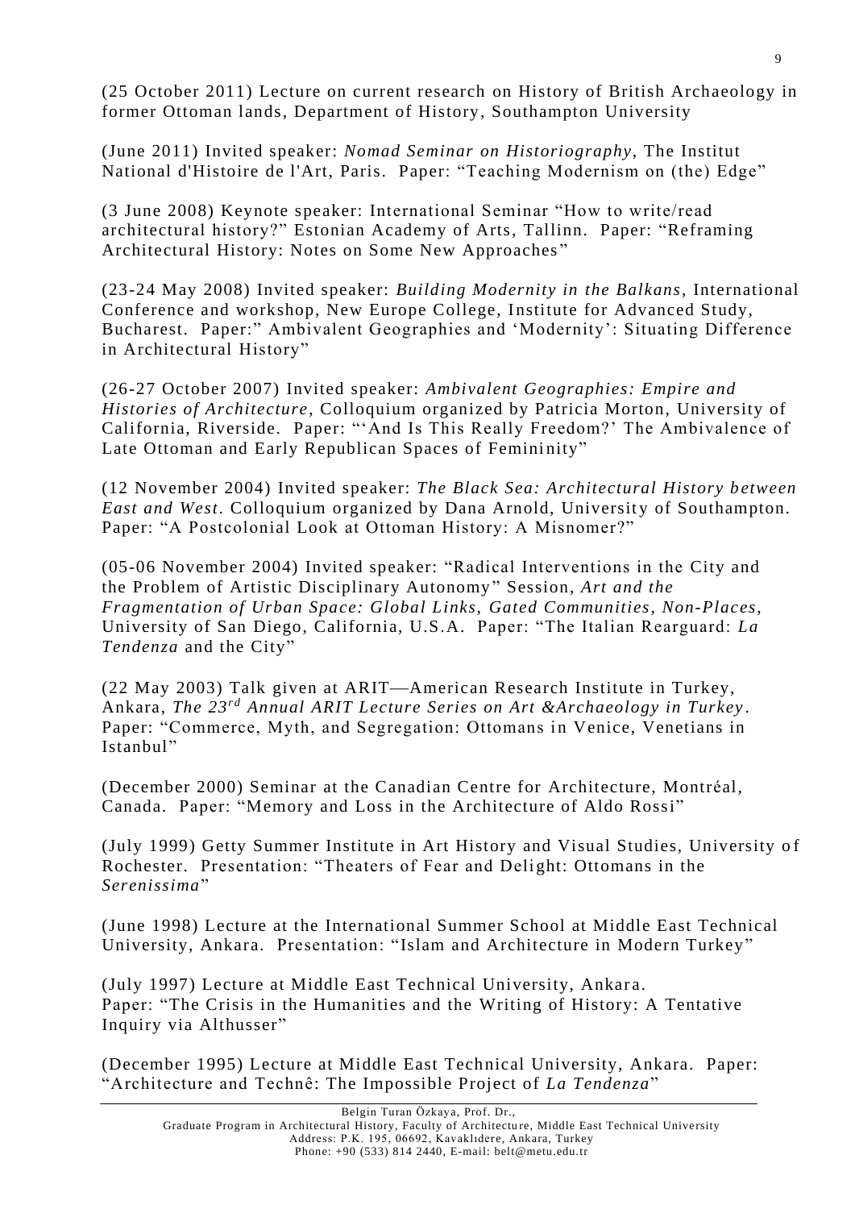(25 October 2011) Lecture on current research on History of British Archaeology in former Ottoman lands, Department of History, Southampton University

(June 2011) Invited speaker: *Nomad Seminar on Historiography*, The Institut National d'Histoire de l'Art, Paris. Paper: "Teaching Modernism on (the) Edge"

(3 June 2008) Keynote speaker: International Seminar "How to write/read architectural history?" Estonian Academy of Arts, Tallinn. Paper: "Reframing Architectural History: Notes on Some New Approaches"

(23-24 May 2008) Invited speaker: *Building Modernity in the Balkans*, International Conference and workshop, New Europe College, Institute for Advanced Study, Bucharest. Paper:" Ambivalent Geographies and 'Modernity': Situating Difference in Architectural History"

(26-27 October 2007) Invited speaker: *Ambivalent Geographies: Empire and Histories of Architecture*, Colloquium organized by Patricia Morton, University of California, Riverside. Paper: "'And Is This Really Freedom?' The Ambivalence of Late Ottoman and Early Republican Spaces of Femininity"

(12 November 2004) Invited speaker: *The Black Sea: Architectural History between East and West*. Colloquium organized by Dana Arnold, University of Southampton. Paper: "A Postcolonial Look at Ottoman History: A Misnomer?"

(05-06 November 2004) Invited speaker: "Radical Interventions in the City and the Problem of Artistic Disciplinary Autonomy" Session, *Art and the Fragmentation of Urban Space: Global Links, Gated Communities, Non-Places*, University of San Diego, California, U.S.A. Paper: "The Italian Rearguard: *La Tendenza* and the City"

(22 May 2003) Talk given at ARIT—American Research Institute in Turkey, Ankara, *The 23rd Annual ARIT Lecture Series on Art &Archaeology in Turkey*. Paper: "Commerce, Myth, and Segregation: Ottomans in Venice, Venetians in Istanbul"

(December 2000) Seminar at the Canadian Centre for Architecture, Montréal, Canada. Paper: "Memory and Loss in the Architecture of Aldo Rossi"

(July 1999) Getty Summer Institute in Art History and Visual Studies, University of Rochester. Presentation: "Theaters of Fear and Delight: Ottomans in the *Serenissima*"

(June 1998) Lecture at the International Summer School at Middle East Technical University, Ankara. Presentation: "Islam and Architecture in Modern Turkey"

(July 1997) Lecture at Middle East Technical University, Ankara. Paper: "The Crisis in the Humanities and the Writing of History: A Tentative Inquiry via Althusser"

(December 1995) Lecture at Middle East Technical University, Ankara. Paper: "Architecture and Technê: The Impossible Project of *La Tendenza*"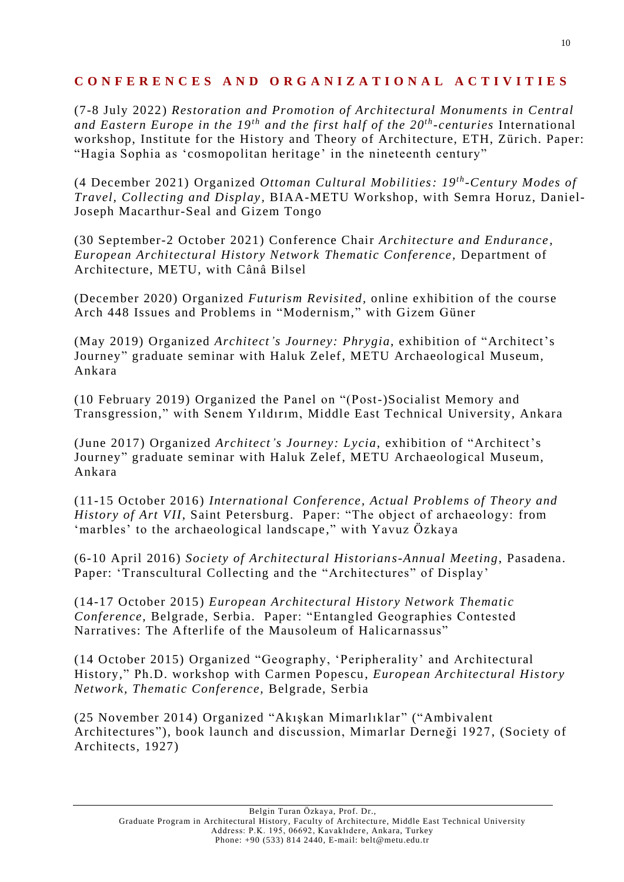## CONFERENCES AND ORGANIZATIONAL ACTIVITIES

(7-8 July 2022) *Restoration and Promotion of Architectural Monuments in Central and Eastern Europe in the 19$^{th}$ and the first half of the 20$^{th}$-centuries* International workshop, Institute for the History and Theory of Architecture, ETH, Zürich. Paper: "Hagia Sophia as 'cosmopolitan heritage' in the nineteenth century"

(4 December 2021) Organized *Ottoman Cultural Mobilities: 19$^{th}$-Century Modes of Travel, Collecting and Display*, BIAA-METU Workshop, with Semra Horuz, Daniel-Joseph Macarthur-Seal and Gizem Tongo

(30 September-2 October 2021) Conference Chair *Architecture and Endurance, European Architectural History Network Thematic Conference*, Department of Architecture, METU, with Cânâ Bilsel

(December 2020) Organized *Futurism Revisited*, online exhibition of the course Arch 448 Issues and Problems in "Modernism," with Gizem Güner

(May 2019) Organized *Architect's Journey: Phrygia*, exhibition of "Architect's Journey" graduate seminar with Haluk Zelef, METU Archaeological Museum, Ankara

(10 February 2019) Organized the Panel on "(Post-)Socialist Memory and Transgression," with Senem Yıldırım, Middle East Technical University, Ankara

(June 2017) Organized *Architect's Journey: Lycia*, exhibition of "Architect's Journey" graduate seminar with Haluk Zelef, METU Archaeological Museum, Ankara

(11-15 October 2016) *International Conference, Actual Problems of Theory and History of Art VII*, Saint Petersburg. Paper: "The object of archaeology: from 'marbles' to the archaeological landscape," with Yavuz Özkaya

(6-10 April 2016) *Society of Architectural Historians-Annual Meeting*, Pasadena. Paper: 'Transcultural Collecting and the "Architectures" of Display'

(14-17 October 2015) *European Architectural History Network Thematic Conference,* Belgrade, Serbia. Paper: "Entangled Geographies Contested Narratives: The Afterlife of the Mausoleum of Halicarnassus"

(14 October 2015) Organized "Geography, 'Peripherality' and Architectural History," Ph.D. workshop with Carmen Popescu, *European Architectural History Network, Thematic Conference,* Belgrade, Serbia

(25 November 2014) Organized "Akışkan Mimarlıklar" ("Ambivalent Architectures"), book launch and discussion, Mimarlar Derneği 1927, (Society of Architects, 1927)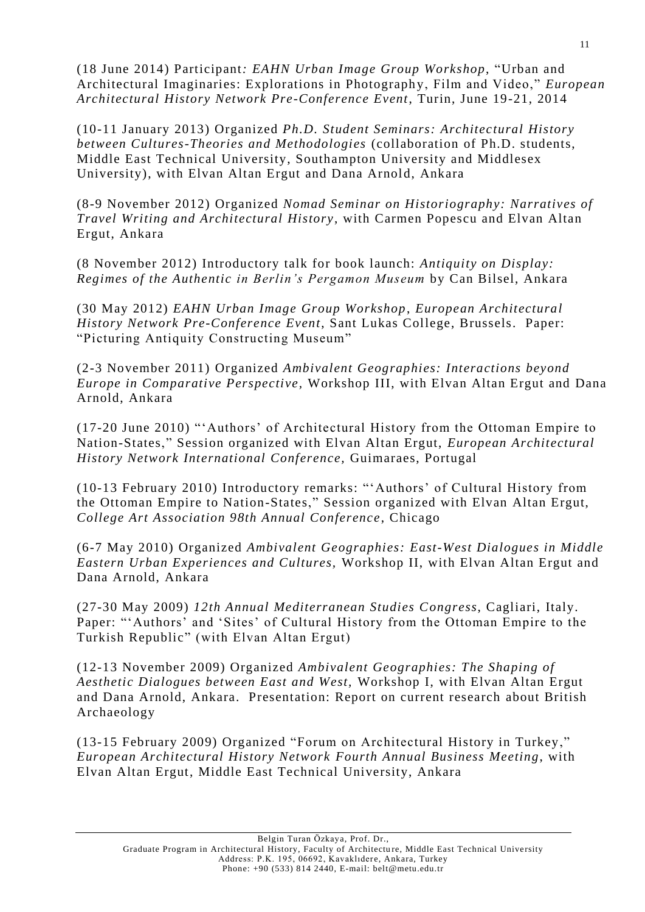(18 June 2014) Participant*: EAHN Urban Image Group Workshop*, "Urban and Architectural Imaginaries: Explorations in Photography, Film and Video," *European Architectural History Network Pre-Conference Event*, Turin, June 19-21, 2014

(10-11 January 2013) Organized *Ph.D. Student Seminars: Architectural History between Cultures-Theories and Methodologies* (collaboration of Ph.D. students, Middle East Technical University, Southampton University and Middlesex University), with Elvan Altan Ergut and Dana Arnold, Ankara

(8-9 November 2012) Organized *Nomad Seminar on Historiography: Narratives of Travel Writing and Architectural History*, with Carmen Popescu and Elvan Altan Ergut, Ankara

(8 November 2012) Introductory talk for book launch: *Antiquity on Display: Regimes of the Authentic in Berlin's Pergamon Museum* by Can Bilsel, Ankara

(30 May 2012) *EAHN Urban Image Group Workshop*, *European Architectural History Network Pre-Conference Event*, Sant Lukas College, Brussels. Paper: "Picturing Antiquity Constructing Museum"

(2-3 November 2011) Organized *Ambivalent Geographies: Interactions beyond Europe in Comparative Perspective,* Workshop III, with Elvan Altan Ergut and Dana Arnold, Ankara

(17-20 June 2010) "'Authors' of Architectural History from the Ottoman Empire to Nation-States," Session organized with Elvan Altan Ergut, *European Architectural History Network International Conference,* Guimaraes, Portugal

(10-13 February 2010) Introductory remarks: "'Authors' of Cultural History from the Ottoman Empire to Nation-States," Session organized with Elvan Altan Ergut, *College Art Association 98th Annual Conference*, Chicago

(6-7 May 2010) Organized *Ambivalent Geographies: East-West Dialogues in Middle Eastern Urban Experiences and Cultures,* Workshop II, with Elvan Altan Ergut and Dana Arnold, Ankara

(27-30 May 2009) *12th Annual Mediterranean Studies Congress*, Cagliari, Italy. Paper: "'Authors' and 'Sites' of Cultural History from the Ottoman Empire to the Turkish Republic" (with Elvan Altan Ergut)

(12-13 November 2009) Organized *Ambivalent Geographies: The Shaping of Aesthetic Dialogues between East and West,* Workshop I, with Elvan Altan Ergut and Dana Arnold, Ankara. Presentation: Report on current research about British Archaeology

(13-15 February 2009) Organized "Forum on Architectural History in Turkey," *European Architectural History Network Fourth Annual Business Meeting*, with Elvan Altan Ergut, Middle East Technical University, Ankara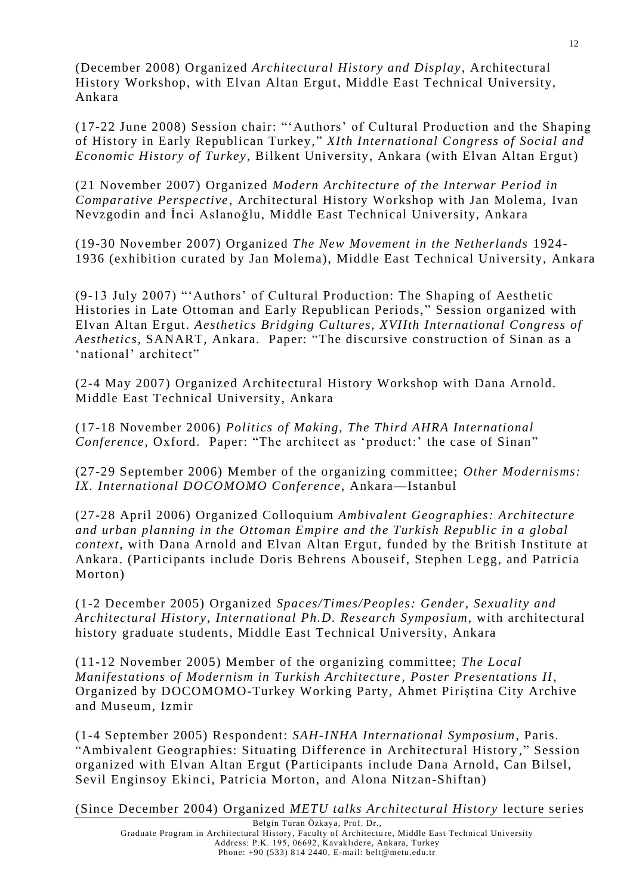(December 2008) Organized *Architectural History and Display*, Architectural History Workshop, with Elvan Altan Ergut, Middle East Technical University, Ankara

(17-22 June 2008) Session chair: "'Authors' of Cultural Production and the Shaping of History in Early Republican Turkey," *XIth International Congress of Social and Economic History of Turkey*, Bilkent University, Ankara (with Elvan Altan Ergut)

(21 November 2007) Organized *Modern Architecture of the Interwar Period in Comparative Perspective*, Architectural History Workshop with Jan Molema, Ivan Nevzgodin and İnci Aslanoğlu, Middle East Technical University, Ankara

(19-30 November 2007) Organized *The New Movement in the Netherlands* 1924-1936 (exhibition curated by Jan Molema), Middle East Technical University, Ankara

(9-13 July 2007) "'Authors' of Cultural Production: The Shaping of Aesthetic Histories in Late Ottoman and Early Republican Periods," Session organized with Elvan Altan Ergut. *Aesthetics Bridging Cultures, XVIIth International Congress of Aesthetics,* SANART, Ankara. Paper: "The discursive construction of Sinan as a 'national' architect"

(2-4 May 2007) Organized Architectural History Workshop with Dana Arnold. Middle East Technical University, Ankara

(17-18 November 2006) *Politics of Making, The Third AHRA International Conference*, Oxford. Paper: "The architect as 'product:' the case of Sinan"

(27-29 September 2006) Member of the organizing committee; *Other Modernisms: IX. International DOCOMOMO Conference*, Ankara—Istanbul

(27-28 April 2006) Organized Colloquium *Ambivalent Geographies: Architecture and urban planning in the Ottoman Empire and the Turkish Republic in a global context*, with Dana Arnold and Elvan Altan Ergut, funded by the British Institute at Ankara. (Participants include Doris Behrens Abouseif, Stephen Legg, and Patricia Morton)

(1-2 December 2005) Organized *Spaces/Times/Peoples: Gender, Sexuality and Architectural History, International Ph.D. Research Symposium*, with architectural history graduate students, Middle East Technical University, Ankara

(11-12 November 2005) Member of the organizing committee; *The Local Manifestations of Modernism in Turkish Architecture, Poster Presentations II*, Organized by DOCOMOMO-Turkey Working Party, Ahmet Piriştina City Archive and Museum, Izmir

(1-4 September 2005) Respondent: *SAH-INHA International Symposium*, Paris. "Ambivalent Geographies: Situating Difference in Architectural History," Session organized with Elvan Altan Ergut (Participants include Dana Arnold, Can Bilsel, Sevil Enginsoy Ekinci, Patricia Morton, and Alona Nitzan-Shiftan)

(Since December 2004) Organized *METU talks Architectural History* lecture series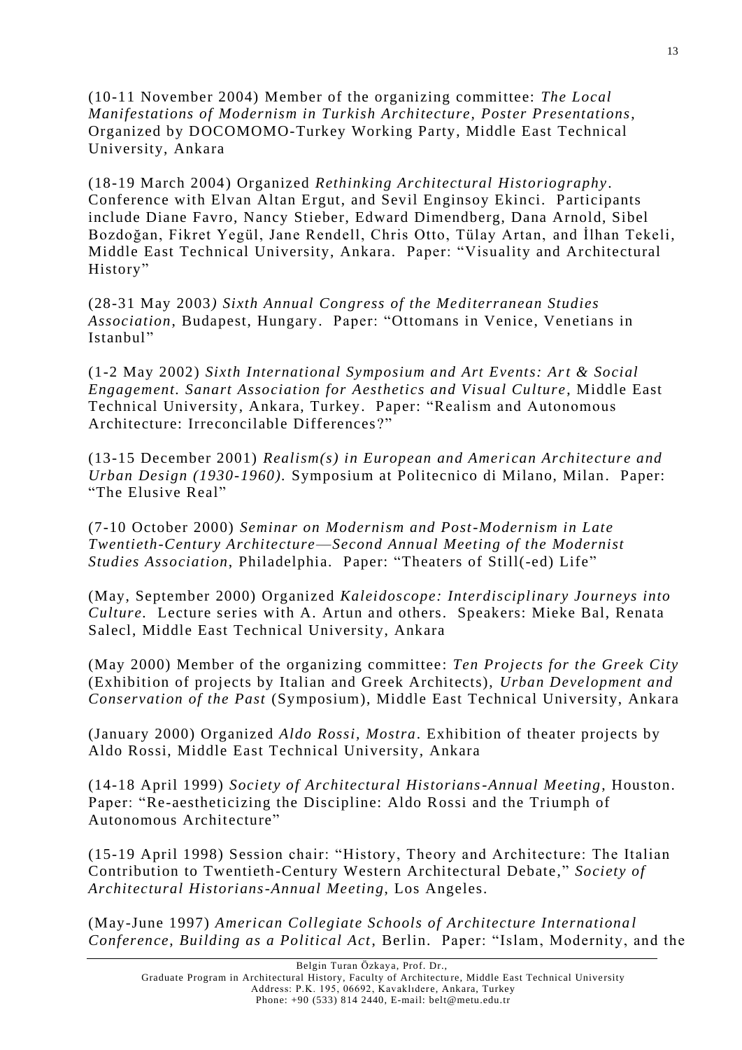(10-11 November 2004) Member of the organizing committee: *The Local Manifestations of Modernism in Turkish Architecture, Poster Presentations*, Organized by DOCOMOMO-Turkey Working Party, Middle East Technical University, Ankara

(18-19 March 2004) Organized *Rethinking Architectural Historiography*. Conference with Elvan Altan Ergut, and Sevil Enginsoy Ekinci. Participants include Diane Favro, Nancy Stieber, Edward Dimendberg, Dana Arnold, Sibel Bozdoğan, Fikret Yegül, Jane Rendell, Chris Otto, Tülay Artan, and İlhan Tekeli, Middle East Technical University, Ankara. Paper: "Visuality and Architectural History"

(28-31 May 2003*) Sixth Annual Congress of the Mediterranean Studies Association*, Budapest, Hungary. Paper: "Ottomans in Venice, Venetians in Istanbul"

(1-2 May 2002) *Sixth International Symposium and Art Events: Art & Social Engagement. Sanart Association for Aesthetics and Visual Culture*, Middle East Technical University, Ankara, Turkey. Paper: "Realism and Autonomous Architecture: Irreconcilable Differences?"

(13-15 December 2001) *Realism(s) in European and American Architecture and Urban Design (1930-1960).* Symposium at Politecnico di Milano, Milan. Paper: "The Elusive Real"

(7-10 October 2000) *Seminar on Modernism and Post-Modernism in Late Twentieth-Century Architecture—Second Annual Meeting of the Modernist Studies Association*, Philadelphia. Paper: "Theaters of Still(-ed) Life"

(May, September 2000) Organized *Kaleidoscope: Interdisciplinary Journeys into Culture*. Lecture series with A. Artun and others. Speakers: Mieke Bal, Renata Salecl, Middle East Technical University, Ankara

(May 2000) Member of the organizing committee: *Ten Projects for the Greek City* (Exhibition of projects by Italian and Greek Architects), *Urban Development and Conservation of the Past* (Symposium), Middle East Technical University, Ankara

(January 2000) Organized *Aldo Rossi, Mostra*. Exhibition of theater projects by Aldo Rossi, Middle East Technical University, Ankara

(14-18 April 1999) *Society of Architectural Historians-Annual Meeting*, Houston. Paper: "Re-aestheticizing the Discipline: Aldo Rossi and the Triumph of Autonomous Architecture"

(15-19 April 1998) Session chair: "History, Theory and Architecture: The Italian Contribution to Twentieth-Century Western Architectural Debate," *Society of Architectural Historians-Annual Meeting*, Los Angeles.

(May-June 1997) *American Collegiate Schools of Architecture International Conference, Building as a Political Act*, Berlin. Paper: "Islam, Modernity, and the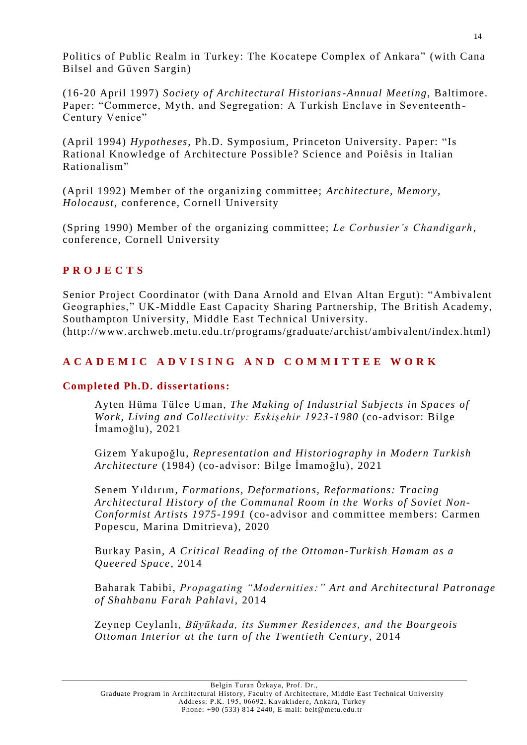Politics of Public Realm in Turkey: The Kocatepe Complex of Ankara" (with Cana Bilsel and Güven Sargin)

(16-20 April 1997) *Society of Architectural Historians-Annual Meeting*, Baltimore. Paper: "Commerce, Myth, and Segregation: A Turkish Enclave in Seventeenth-Century Venice"

(April 1994) *Hypotheses*, Ph.D. Symposium, Princeton University. Paper: "Is Rational Knowledge of Architecture Possible? Science and Poiêsis in Italian Rationalism"

(April 1992) Member of the organizing committee; *Architecture, Memory, Holocaust*, conference, Cornell University

(Spring 1990) Member of the organizing committee; *Le Corbusier's Chandigarh*, conference, Cornell University

## PROJECTS

Senior Project Coordinator (with Dana Arnold and Elvan Altan Ergut): "Ambivalent Geographies," UK-Middle East Capacity Sharing Partnership, The British Academy, Southampton University, Middle East Technical University. (http://www.archweb.metu.edu.tr/programs/graduate/archist/ambivalent/index.html)

## ACADEMIC ADVISING AND COMMITTEE WORK

### Completed Ph.D. dissertations:

Ayten Hüma Tülce Uman, *The Making of Industrial Subjects in Spaces of Work, Living and Collectivity: Eskişehir 1923-1980* (co-advisor: Bilge İmamoğlu), 2021

Gizem Yakupoğlu, *Representation and Historiography in Modern Turkish Architecture* (1984) (co-advisor: Bilge İmamoğlu), 2021

Senem Yıldırım, *Formations, Deformations, Reformations: Tracing Architectural History of the Communal Room in the Works of Soviet Non-Conformist Artists 1975-1991* (co-advisor and committee members: Carmen Popescu, Marina Dmitrieva), 2020

Burkay Pasin, *A Critical Reading of the Ottoman-Turkish Hamam as a Queered Space*, 2014

Baharak Tabibi, *Propagating "Modernities:" Art and Architectural Patronage of Shahbanu Farah Pahlavi*, 2014

Zeynep Ceylanlı, *Büyükada, its Summer Residences, and the Bourgeois Ottoman Interior at the turn of the Twentieth Century*, 2014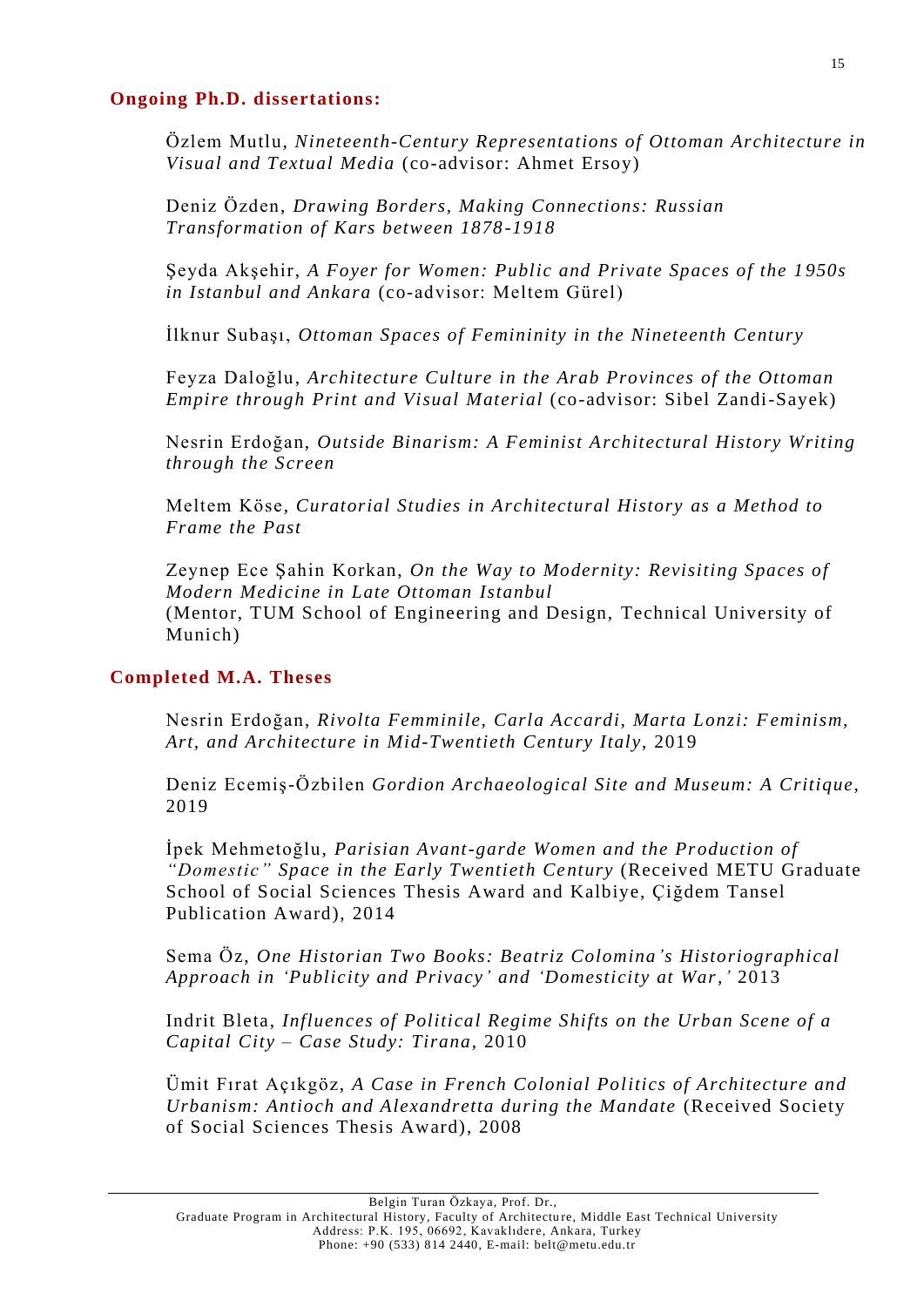**Ongoing Ph.D. dissertations:**

Özlem Mutlu, *Nineteenth-Century Representations of Ottoman Architecture in Visual and Textual Media* (co-advisor: Ahmet Ersoy)

Deniz Özden, *Drawing Borders, Making Connections: Russian Transformation of Kars between 1878-1918*

Şeyda Akşehir, *A Foyer for Women: Public and Private Spaces of the 1950s in Istanbul and Ankara* (co-advisor: Meltem Gürel)

İlknur Subaşı, *Ottoman Spaces of Femininity in the Nineteenth Century*

Feyza Daloğlu, *Architecture Culture in the Arab Provinces of the Ottoman Empire through Print and Visual Material* (co-advisor: Sibel Zandi-Sayek)

Nesrin Erdoğan, *Outside Binarism: A Feminist Architectural History Writing through the Screen*

Meltem Köse, *Curatorial Studies in Architectural History as a Method to Frame the Past*

Zeynep Ece Şahin Korkan, *On the Way to Modernity: Revisiting Spaces of Modern Medicine in Late Ottoman Istanbul*
(Mentor, TUM School of Engineering and Design, Technical University of Munich)

**Completed M.A. Theses**

Nesrin Erdoğan, *Rivolta Femminile, Carla Accardi, Marta Lonzi: Feminism, Art, and Architecture in Mid-Twentieth Century Italy*, 2019

Deniz Ecemiş-Özbilen *Gordion Archaeological Site and Museum: A Critique*, 2019

İpek Mehmetoğlu, *Parisian Avant-garde Women and the Production of "Domestic" Space in the Early Twentieth Century* (Received METU Graduate School of Social Sciences Thesis Award and Kalbiye, Çiğdem Tansel Publication Award), 2014

Sema Öz, *One Historian Two Books: Beatriz Colomina's Historiographical Approach in 'Publicity and Privacy' and 'Domesticity at War,'* 2013

Indrit Bleta, *Influences of Political Regime Shifts on the Urban Scene of a Capital City – Case Study: Tirana*, 2010

Ümit Fırat Açıkgöz, *A Case in French Colonial Politics of Architecture and Urbanism: Antioch and Alexandretta during the Mandate* (Received Society of Social Sciences Thesis Award), 2008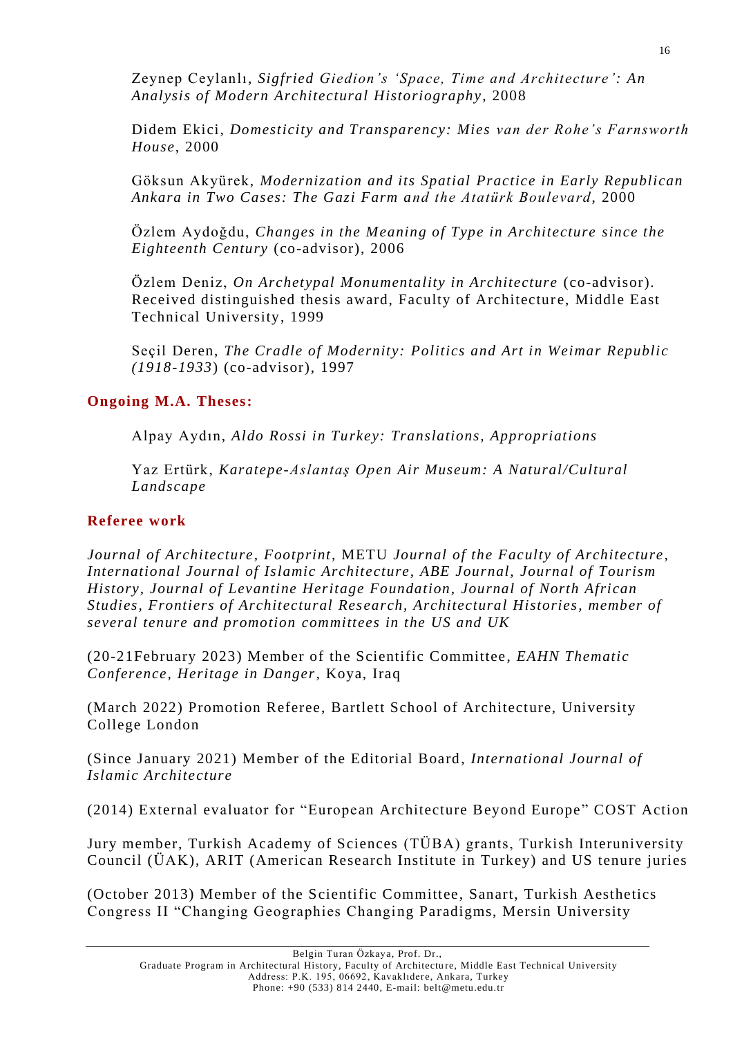Zeynep Ceylanlı, *Sigfried Giedion's 'Space, Time and Architecture': An Analysis of Modern Architectural Historiography*, 2008

Didem Ekici, *Domesticity and Transparency: Mies van der Rohe's Farnsworth House*, 2000

Göksun Akyürek, *Modernization and its Spatial Practice in Early Republican Ankara in Two Cases: The Gazi Farm and the Atatürk Boulevard*, 2000

Özlem Aydoğdu, *Changes in the Meaning of Type in Architecture since the Eighteenth Century* (co-advisor), 2006

Özlem Deniz, *On Archetypal Monumentality in Architecture* (co-advisor). Received distinguished thesis award, Faculty of Architecture, Middle East Technical University, 1999

Seçil Deren, *The Cradle of Modernity: Politics and Art in Weimar Republic (1918-1933*) (co-advisor), 1997

### Ongoing M.A. Theses:

Alpay Aydın, *Aldo Rossi in Turkey: Translations, Appropriations*

Yaz Ertürk, *Karatepe-Aslantaş Open Air Museum: A Natural/Cultural Landscape*

### Referee work

*Journal of Architecture*, *Footprint*, METU *Journal of the Faculty of Architecture, International Journal of Islamic Architecture, ABE Journal, Journal of Tourism History, Journal of Levantine Heritage Foundation, Journal of North African Studies, Frontiers of Architectural Research, Architectural Histories, member of several tenure and promotion committees in the US and UK*

(20-21February 2023) Member of the Scientific Committee, *EAHN Thematic Conference, Heritage in Danger*, Koya, Iraq

(March 2022) Promotion Referee, Bartlett School of Architecture, University College London

(Since January 2021) Member of the Editorial Board, *International Journal of Islamic Architecture*

(2014) External evaluator for "European Architecture Beyond Europe" COST Action

Jury member, Turkish Academy of Sciences (TÜBA) grants, Turkish Interuniversity Council (ÜAK), ARIT (American Research Institute in Turkey) and US tenure juries

(October 2013) Member of the Scientific Committee, Sanart, Turkish Aesthetics Congress II "Changing Geographies Changing Paradigms, Mersin University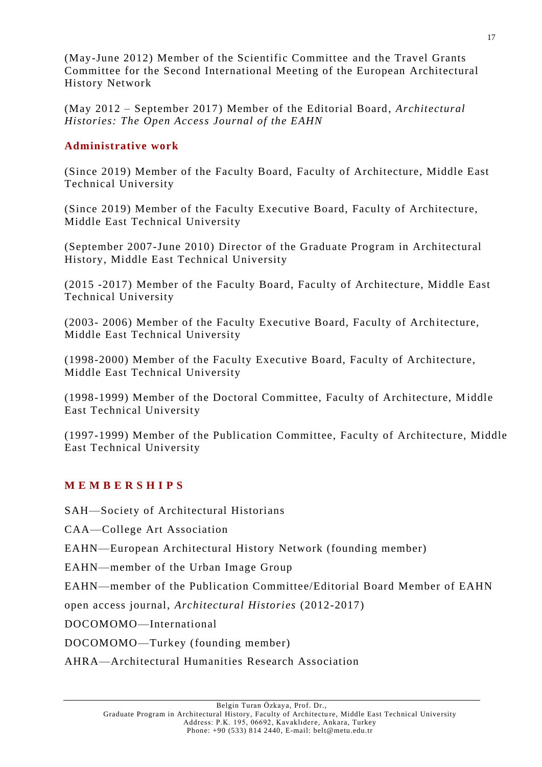(May-June 2012) Member of the Scientific Committee and the Travel Grants Committee for the Second International Meeting of the European Architectural History Network

(May 2012 – September 2017) Member of the Editorial Board, *Architectural Histories: The Open Access Journal of the EAHN*

### Administrative work

(Since 2019) Member of the Faculty Board, Faculty of Architecture, Middle East Technical University

(Since 2019) Member of the Faculty Executive Board, Faculty of Architecture, Middle East Technical University

(September 2007-June 2010) Director of the Graduate Program in Architectural History, Middle East Technical University

(2015 -2017) Member of the Faculty Board, Faculty of Architecture, Middle East Technical University

(2003- 2006) Member of the Faculty Executive Board, Faculty of Architecture, Middle East Technical University

(1998-2000) Member of the Faculty Executive Board, Faculty of Architecture, Middle East Technical University

(1998-1999) Member of the Doctoral Committee, Faculty of Architecture, Middle East Technical University

(1997-1999) Member of the Publication Committee, Faculty of Architecture, Middle East Technical University

## MEMBERSHIPS

SAH—Society of Architectural Historians

CAA—College Art Association

EAHN—European Architectural History Network (founding member)

EAHN—member of the Urban Image Group

EAHN—member of the Publication Committee/Editorial Board Member of EAHN open access journal, *Architectural Histories* (2012-2017)

DOCOMOMO—International

DOCOMOMO—Turkey (founding member)

AHRA—Architectural Humanities Research Association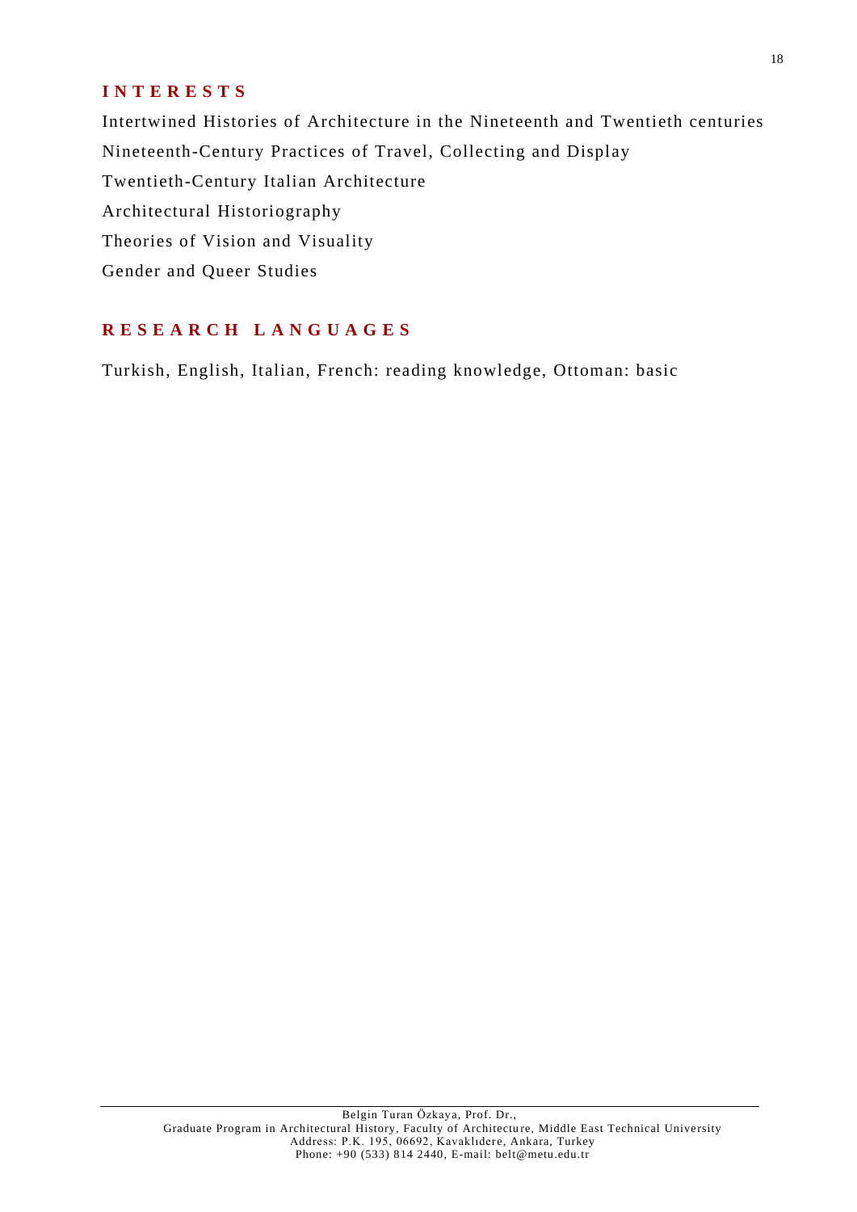## INTERESTS

Intertwined Histories of Architecture in the Nineteenth and Twentieth centuries
Nineteenth-Century Practices of Travel, Collecting and Display
Twentieth-Century Italian Architecture
Architectural Historiography
Theories of Vision and Visuality
Gender and Queer Studies

## RESEARCH LANGUAGES

Turkish, English, Italian, French: reading knowledge, Ottoman: basic